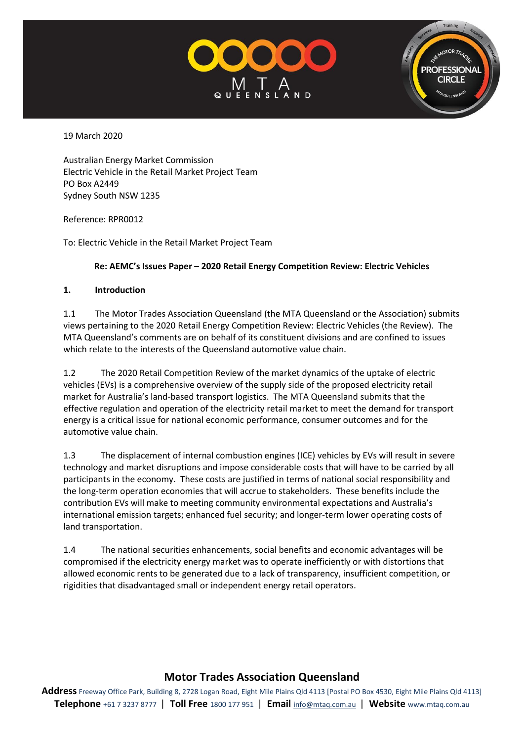19 March 2020

Australian Energy Market Commission
Electric Vehicle in the Retail Market Project Team
PO Box A2449
Sydney South NSW 1235

Reference: RPR0012

To: Electric Vehicle in the Retail Market Project Team

**Re: AEMC's Issues Paper – 2020 Retail Energy Competition Review: Electric Vehicles**

## 1. Introduction

1.1 The Motor Trades Association Queensland (the MTA Queensland or the Association) submits views pertaining to the 2020 Retail Energy Competition Review: Electric Vehicles (the Review). The MTA Queensland's comments are on behalf of its constituent divisions and are confined to issues which relate to the interests of the Queensland automotive value chain.

1.2 The 2020 Retail Competition Review of the market dynamics of the uptake of electric vehicles (EVs) is a comprehensive overview of the supply side of the proposed electricity retail market for Australia's land-based transport logistics. The MTA Queensland submits that the effective regulation and operation of the electricity retail market to meet the demand for transport energy is a critical issue for national economic performance, consumer outcomes and for the automotive value chain.

1.3 The displacement of internal combustion engines (ICE) vehicles by EVs will result in severe technology and market disruptions and impose considerable costs that will have to be carried by all participants in the economy. These costs are justified in terms of national social responsibility and the long-term operation economies that will accrue to stakeholders. These benefits include the contribution EVs will make to meeting community environmental expectations and Australia's international emission targets; enhanced fuel security; and longer-term lower operating costs of land transportation.

1.4 The national securities enhancements, social benefits and economic advantages will be compromised if the electricity energy market was to operate inefficiently or with distortions that allowed economic rents to be generated due to a lack of transparency, insufficient competition, or rigidities that disadvantaged small or independent energy retail operators.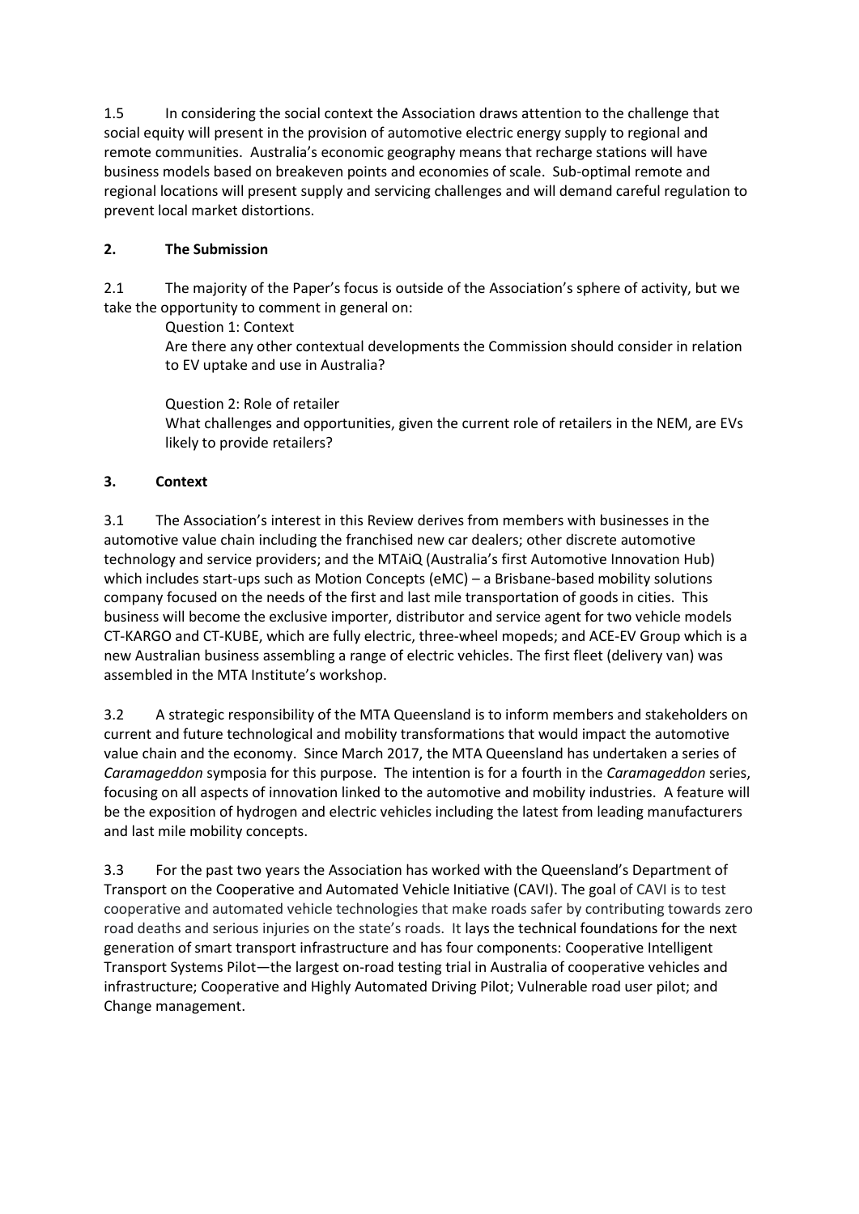1.5 In considering the social context the Association draws attention to the challenge that social equity will present in the provision of automotive electric energy supply to regional and remote communities. Australia's economic geography means that recharge stations will have business models based on breakeven points and economies of scale. Sub-optimal remote and regional locations will present supply and servicing challenges and will demand careful regulation to prevent local market distortions.

## 2. The Submission

2.1 The majority of the Paper's focus is outside of the Association's sphere of activity, but we take the opportunity to comment in general on:

> Question 1: Context
> Are there any other contextual developments the Commission should consider in relation to EV uptake and use in Australia?
>
> Question 2: Role of retailer
> What challenges and opportunities, given the current role of retailers in the NEM, are EVs likely to provide retailers?

## 3. Context

3.1 The Association's interest in this Review derives from members with businesses in the automotive value chain including the franchised new car dealers; other discrete automotive technology and service providers; and the MTAiQ (Australia's first Automotive Innovation Hub) which includes start-ups such as Motion Concepts (eMC) – a Brisbane-based mobility solutions company focused on the needs of the first and last mile transportation of goods in cities. This business will become the exclusive importer, distributor and service agent for two vehicle models CT-KARGO and CT-KUBE, which are fully electric, three-wheel mopeds; and ACE-EV Group which is a new Australian business assembling a range of electric vehicles. The first fleet (delivery van) was assembled in the MTA Institute's workshop.

3.2 A strategic responsibility of the MTA Queensland is to inform members and stakeholders on current and future technological and mobility transformations that would impact the automotive value chain and the economy. Since March 2017, the MTA Queensland has undertaken a series of *Caramageddon* symposia for this purpose. The intention is for a fourth in the *Caramageddon* series, focusing on all aspects of innovation linked to the automotive and mobility industries. A feature will be the exposition of hydrogen and electric vehicles including the latest from leading manufacturers and last mile mobility concepts.

3.3 For the past two years the Association has worked with the Queensland's Department of Transport on the Cooperative and Automated Vehicle Initiative (CAVI). The goal of CAVI is to test cooperative and automated vehicle technologies that make roads safer by contributing towards zero road deaths and serious injuries on the state's roads. It lays the technical foundations for the next generation of smart transport infrastructure and has four components: Cooperative Intelligent Transport Systems Pilot—the largest on-road testing trial in Australia of cooperative vehicles and infrastructure; Cooperative and Highly Automated Driving Pilot; Vulnerable road user pilot; and Change management.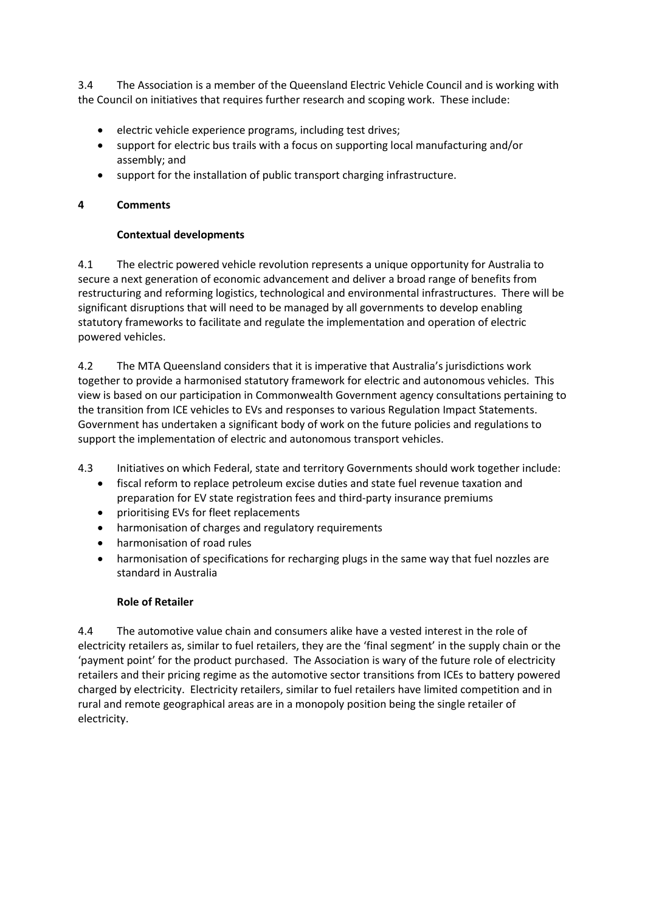3.4 The Association is a member of the Queensland Electric Vehicle Council and is working with the Council on initiatives that requires further research and scoping work. These include:

- electric vehicle experience programs, including test drives;
- support for electric bus trails with a focus on supporting local manufacturing and/or assembly; and
- support for the installation of public transport charging infrastructure.

## 4 Comments

### Contextual developments

4.1 The electric powered vehicle revolution represents a unique opportunity for Australia to secure a next generation of economic advancement and deliver a broad range of benefits from restructuring and reforming logistics, technological and environmental infrastructures. There will be significant disruptions that will need to be managed by all governments to develop enabling statutory frameworks to facilitate and regulate the implementation and operation of electric powered vehicles.

4.2 The MTA Queensland considers that it is imperative that Australia's jurisdictions work together to provide a harmonised statutory framework for electric and autonomous vehicles. This view is based on our participation in Commonwealth Government agency consultations pertaining to the transition from ICE vehicles to EVs and responses to various Regulation Impact Statements. Government has undertaken a significant body of work on the future policies and regulations to support the implementation of electric and autonomous transport vehicles.

4.3 Initiatives on which Federal, state and territory Governments should work together include:

- fiscal reform to replace petroleum excise duties and state fuel revenue taxation and preparation for EV state registration fees and third-party insurance premiums
- prioritising EVs for fleet replacements
- harmonisation of charges and regulatory requirements
- harmonisation of road rules
- harmonisation of specifications for recharging plugs in the same way that fuel nozzles are standard in Australia

### Role of Retailer

4.4 The automotive value chain and consumers alike have a vested interest in the role of electricity retailers as, similar to fuel retailers, they are the 'final segment' in the supply chain or the 'payment point' for the product purchased. The Association is wary of the future role of electricity retailers and their pricing regime as the automotive sector transitions from ICEs to battery powered charged by electricity. Electricity retailers, similar to fuel retailers have limited competition and in rural and remote geographical areas are in a monopoly position being the single retailer of electricity.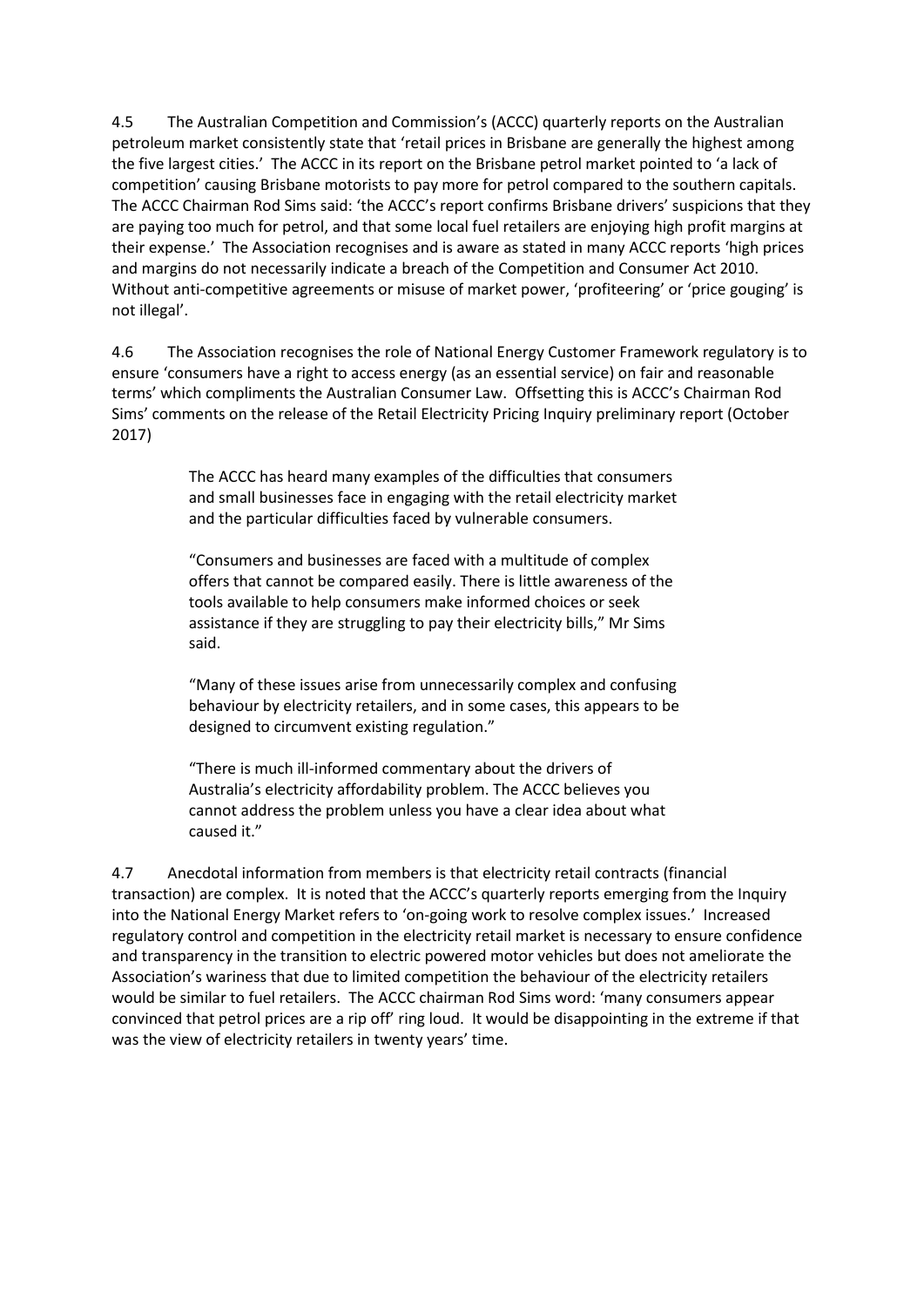4.5 The Australian Competition and Commission's (ACCC) quarterly reports on the Australian petroleum market consistently state that 'retail prices in Brisbane are generally the highest among the five largest cities.' The ACCC in its report on the Brisbane petrol market pointed to 'a lack of competition' causing Brisbane motorists to pay more for petrol compared to the southern capitals. The ACCC Chairman Rod Sims said: 'the ACCC's report confirms Brisbane drivers' suspicions that they are paying too much for petrol, and that some local fuel retailers are enjoying high profit margins at their expense.' The Association recognises and is aware as stated in many ACCC reports 'high prices and margins do not necessarily indicate a breach of the Competition and Consumer Act 2010. Without anti-competitive agreements or misuse of market power, 'profiteering' or 'price gouging' is not illegal'.

4.6 The Association recognises the role of National Energy Customer Framework regulatory is to ensure 'consumers have a right to access energy (as an essential service) on fair and reasonable terms' which compliments the Australian Consumer Law. Offsetting this is ACCC's Chairman Rod Sims' comments on the release of the Retail Electricity Pricing Inquiry preliminary report (October 2017)

> The ACCC has heard many examples of the difficulties that consumers and small businesses face in engaging with the retail electricity market and the particular difficulties faced by vulnerable consumers.
>
> "Consumers and businesses are faced with a multitude of complex offers that cannot be compared easily. There is little awareness of the tools available to help consumers make informed choices or seek assistance if they are struggling to pay their electricity bills," Mr Sims said.
>
> "Many of these issues arise from unnecessarily complex and confusing behaviour by electricity retailers, and in some cases, this appears to be designed to circumvent existing regulation."
>
> "There is much ill-informed commentary about the drivers of Australia's electricity affordability problem. The ACCC believes you cannot address the problem unless you have a clear idea about what caused it."

4.7 Anecdotal information from members is that electricity retail contracts (financial transaction) are complex. It is noted that the ACCC's quarterly reports emerging from the Inquiry into the National Energy Market refers to 'on-going work to resolve complex issues.' Increased regulatory control and competition in the electricity retail market is necessary to ensure confidence and transparency in the transition to electric powered motor vehicles but does not ameliorate the Association's wariness that due to limited competition the behaviour of the electricity retailers would be similar to fuel retailers. The ACCC chairman Rod Sims word: 'many consumers appear convinced that petrol prices are a rip off' ring loud. It would be disappointing in the extreme if that was the view of electricity retailers in twenty years' time.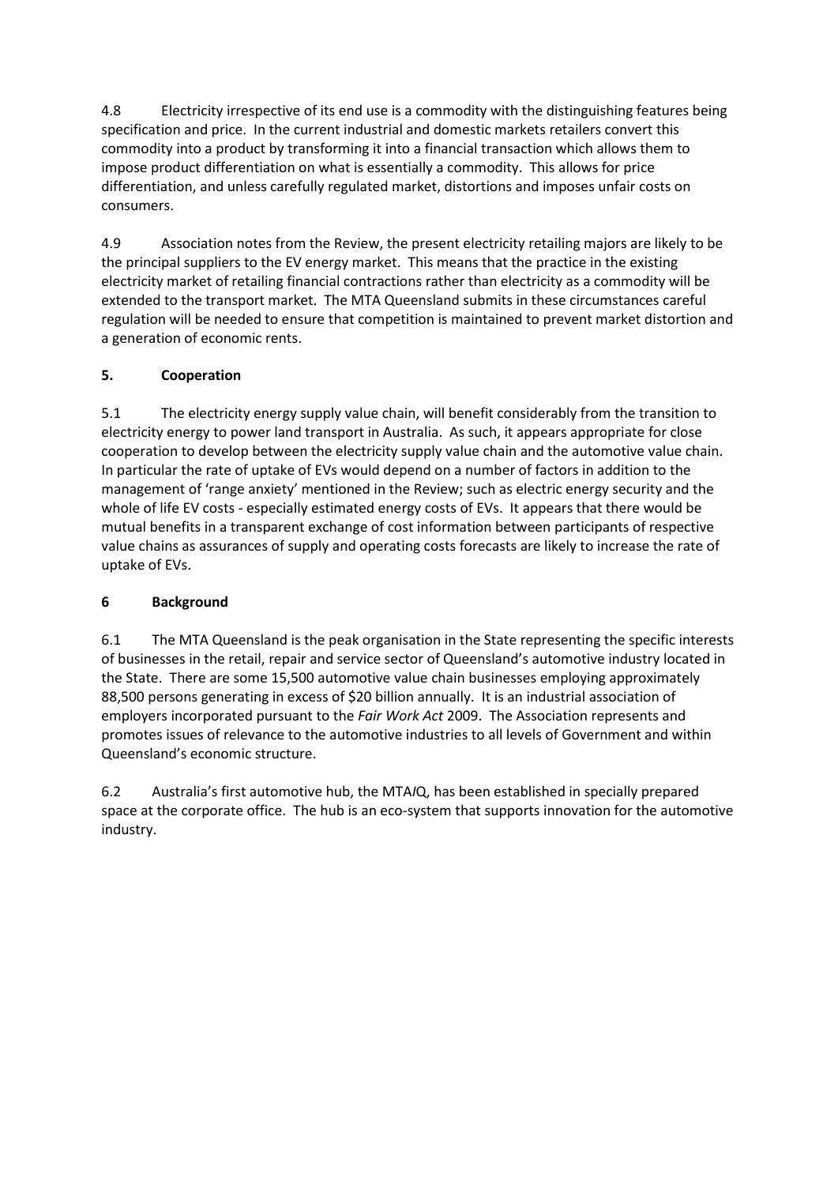4.8 Electricity irrespective of its end use is a commodity with the distinguishing features being specification and price. In the current industrial and domestic markets retailers convert this commodity into a product by transforming it into a financial transaction which allows them to impose product differentiation on what is essentially a commodity. This allows for price differentiation, and unless carefully regulated market, distortions and imposes unfair costs on consumers.

4.9 Association notes from the Review, the present electricity retailing majors are likely to be the principal suppliers to the EV energy market. This means that the practice in the existing electricity market of retailing financial contractions rather than electricity as a commodity will be extended to the transport market. The MTA Queensland submits in these circumstances careful regulation will be needed to ensure that competition is maintained to prevent market distortion and a generation of economic rents.

## 5. Cooperation

5.1 The electricity energy supply value chain, will benefit considerably from the transition to electricity energy to power land transport in Australia. As such, it appears appropriate for close cooperation to develop between the electricity supply value chain and the automotive value chain. In particular the rate of uptake of EVs would depend on a number of factors in addition to the management of 'range anxiety' mentioned in the Review; such as electric energy security and the whole of life EV costs - especially estimated energy costs of EVs. It appears that there would be mutual benefits in a transparent exchange of cost information between participants of respective value chains as assurances of supply and operating costs forecasts are likely to increase the rate of uptake of EVs.

## 6 Background

6.1 The MTA Queensland is the peak organisation in the State representing the specific interests of businesses in the retail, repair and service sector of Queensland's automotive industry located in the State. There are some 15,500 automotive value chain businesses employing approximately 88,500 persons generating in excess of $20 billion annually. It is an industrial association of employers incorporated pursuant to the *Fair Work Act* 2009. The Association represents and promotes issues of relevance to the automotive industries to all levels of Government and within Queensland's economic structure.

6.2 Australia's first automotive hub, the MTA*I*Q, has been established in specially prepared space at the corporate office. The hub is an eco-system that supports innovation for the automotive industry.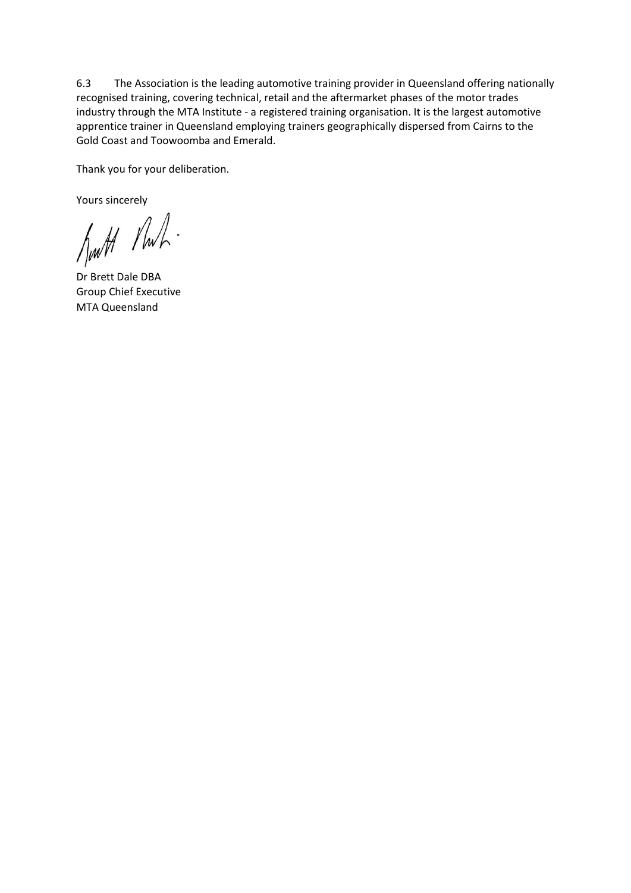6.3 The Association is the leading automotive training provider in Queensland offering nationally recognised training, covering technical, retail and the aftermarket phases of the motor trades industry through the MTA Institute - a registered training organisation. It is the largest automotive apprentice trainer in Queensland employing trainers geographically dispersed from Cairns to the Gold Coast and Toowoomba and Emerald.

Thank you for your deliberation.

Yours sincerely

Dr Brett Dale DBA
Group Chief Executive
MTA Queensland